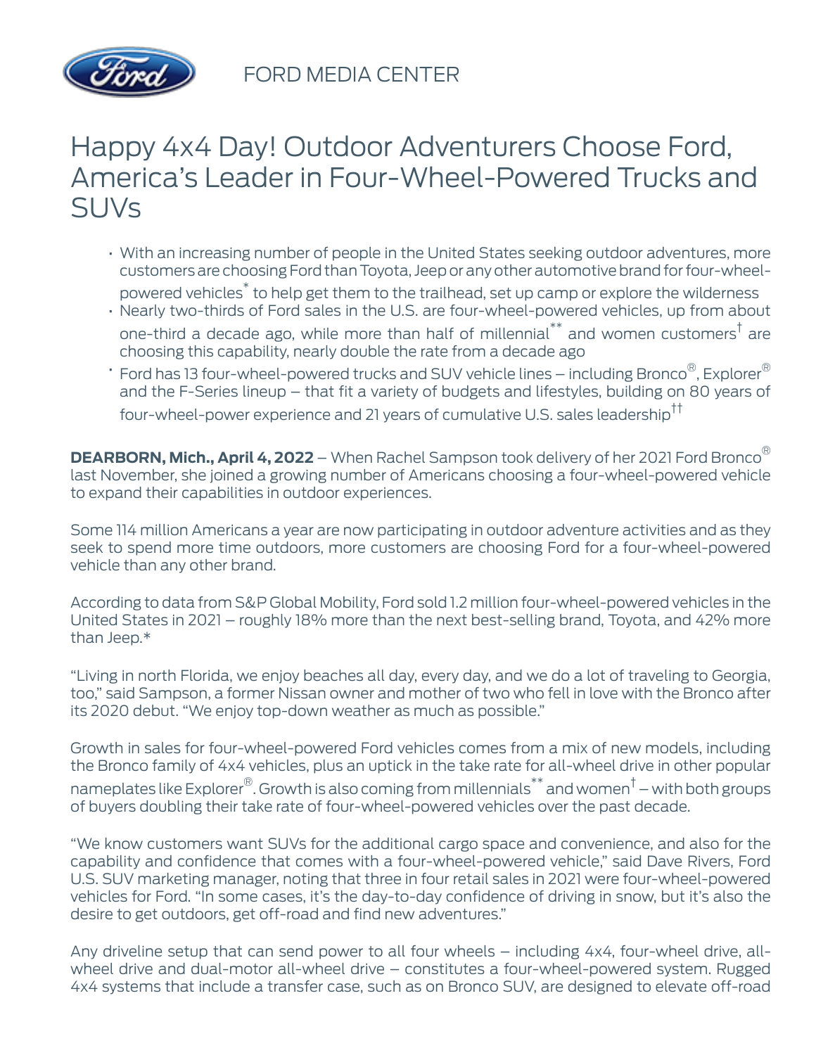FORD MEDIA CENTER

# Happy 4x4 Day! Outdoor Adventurers Choose Ford, America's Leader in Four-Wheel-Powered Trucks and SUVs

- With an increasing number of people in the United States seeking outdoor adventures, more customers are choosing Ford than Toyota, Jeep or any other automotive brand for four-wheel-powered vehicles[*] to help get them to the trailhead, set up camp or explore the wilderness
- Nearly two-thirds of Ford sales in the U.S. are four-wheel-powered vehicles, up from about one-third a decade ago, while more than half of millennial[**] and women customers[†] are choosing this capability, nearly double the rate from a decade ago
- Ford has 13 four-wheel-powered trucks and SUV vehicle lines – including Bronco®, Explorer® and the F-Series lineup – that fit a variety of budgets and lifestyles, building on 80 years of four-wheel-power experience and 21 years of cumulative U.S. sales leadership[††]

**DEARBORN, Mich., April 4, 2022** – When Rachel Sampson took delivery of her 2021 Ford Bronco® last November, she joined a growing number of Americans choosing a four-wheel-powered vehicle to expand their capabilities in outdoor experiences.

Some 114 million Americans a year are now participating in outdoor adventure activities and as they seek to spend more time outdoors, more customers are choosing Ford for a four-wheel-powered vehicle than any other brand.

According to data from S&P Global Mobility, Ford sold 1.2 million four-wheel-powered vehicles in the United States in 2021 – roughly 18% more than the next best-selling brand, Toyota, and 42% more than Jeep.*

"Living in north Florida, we enjoy beaches all day, every day, and we do a lot of traveling to Georgia, too," said Sampson, a former Nissan owner and mother of two who fell in love with the Bronco after its 2020 debut. "We enjoy top-down weather as much as possible."

Growth in sales for four-wheel-powered Ford vehicles comes from a mix of new models, including the Bronco family of 4x4 vehicles, plus an uptick in the take rate for all-wheel drive in other popular nameplates like Explorer®. Growth is also coming from millennials[**] and women[†] – with both groups of buyers doubling their take rate of four-wheel-powered vehicles over the past decade.

"We know customers want SUVs for the additional cargo space and convenience, and also for the capability and confidence that comes with a four-wheel-powered vehicle," said Dave Rivers, Ford U.S. SUV marketing manager, noting that three in four retail sales in 2021 were four-wheel-powered vehicles for Ford. "In some cases, it's the day-to-day confidence of driving in snow, but it's also the desire to get outdoors, get off-road and find new adventures."

Any driveline setup that can send power to all four wheels – including 4x4, four-wheel drive, all-wheel drive and dual-motor all-wheel drive – constitutes a four-wheel-powered system. Rugged 4x4 systems that include a transfer case, such as on Bronco SUV, are designed to elevate off-road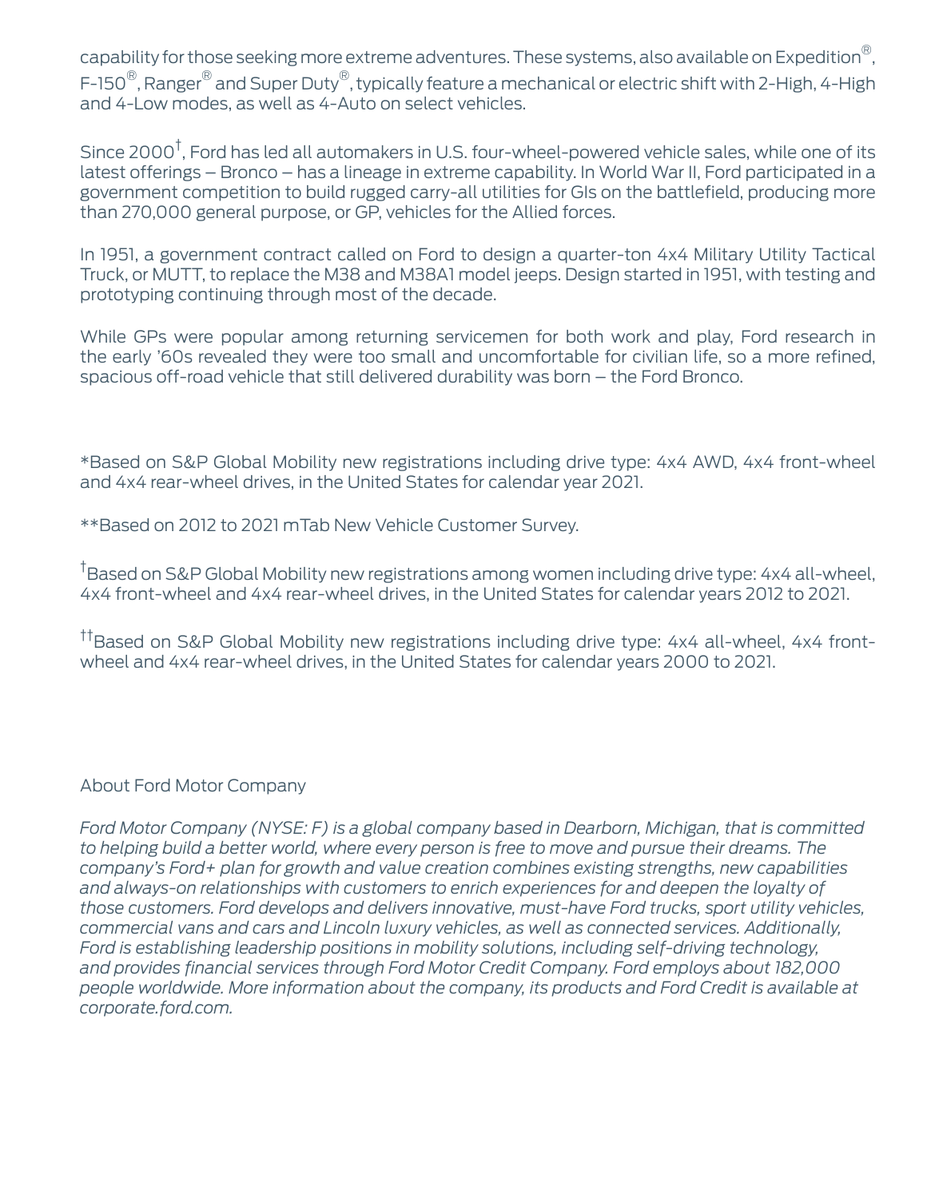capability for those seeking more extreme adventures. These systems, also available on Expedition®, F-150®, Ranger® and Super Duty®, typically feature a mechanical or electric shift with 2-High, 4-High and 4-Low modes, as well as 4-Auto on select vehicles.

Since 2000†, Ford has led all automakers in U.S. four-wheel-powered vehicle sales, while one of its latest offerings – Bronco – has a lineage in extreme capability. In World War II, Ford participated in a government competition to build rugged carry-all utilities for GIs on the battlefield, producing more than 270,000 general purpose, or GP, vehicles for the Allied forces.

In 1951, a government contract called on Ford to design a quarter-ton 4x4 Military Utility Tactical Truck, or MUTT, to replace the M38 and M38A1 model jeeps. Design started in 1951, with testing and prototyping continuing through most of the decade.

While GPs were popular among returning servicemen for both work and play, Ford research in the early '60s revealed they were too small and uncomfortable for civilian life, so a more refined, spacious off-road vehicle that still delivered durability was born – the Ford Bronco.

*Based on S&P Global Mobility new registrations including drive type: 4x4 AWD, 4x4 front-wheel and 4x4 rear-wheel drives, in the United States for calendar year 2021.

**Based on 2012 to 2021 mTab New Vehicle Customer Survey.

†Based on S&P Global Mobility new registrations among women including drive type: 4x4 all-wheel, 4x4 front-wheel and 4x4 rear-wheel drives, in the United States for calendar years 2012 to 2021.

††Based on S&P Global Mobility new registrations including drive type: 4x4 all-wheel, 4x4 front-wheel and 4x4 rear-wheel drives, in the United States for calendar years 2000 to 2021.

About Ford Motor Company

*Ford Motor Company (NYSE: F) is a global company based in Dearborn, Michigan, that is committed to helping build a better world, where every person is free to move and pursue their dreams. The company's Ford+ plan for growth and value creation combines existing strengths, new capabilities and always-on relationships with customers to enrich experiences for and deepen the loyalty of those customers. Ford develops and delivers innovative, must-have Ford trucks, sport utility vehicles, commercial vans and cars and Lincoln luxury vehicles, as well as connected services. Additionally, Ford is establishing leadership positions in mobility solutions, including self-driving technology, and provides financial services through Ford Motor Credit Company. Ford employs about 182,000 people worldwide. More information about the company, its products and Ford Credit is available at corporate.ford.com.*